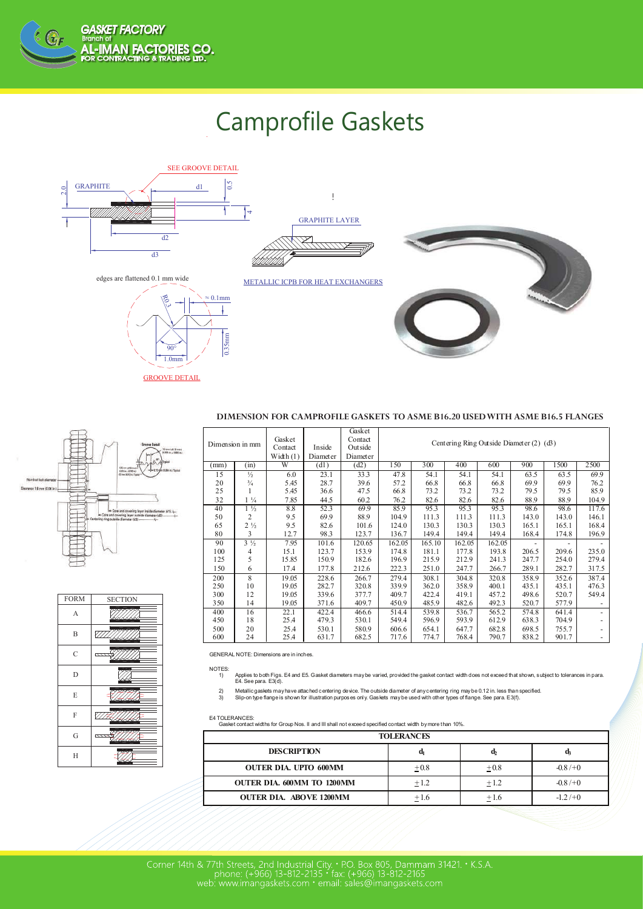# Camprofile Gaskets

SEE GROOVE DETAIL

GRAPHITE

GRAPHITE LAYER

edges are flattened 0.1 mm wide

METALLIC ICPB FOR HEAT EXCHANGERS

GROOVE DETAIL

| FORM | SECTION |
|---|---|
| A | |
| B | |
| C | |
| D | |
| E | |
| F | |
| G | |
| H | |

### DIMENSION FOR CAMPROFILE GASKETS TO ASME B16.20 USED WITH ASME B16.5 FLANGES

| Dimension in mm | | Gasket Contact Width (1) | Inside Diameter | Gasket Contact Outside Diameter | Centering Ring Outside Diameter (2) (d3) | | | | | | |
|---|---|---|---|---|---|---|---|---|---|---|---|
| (mm) | (in) | W | (d1) | (d2) | 150 | 300 | 400 | 600 | 900 | 1500 | 2500 |
| 15 | ½ | 6.0 | 23.1 | 33.3 | 47.8 | 54.1 | 54.1 | 54.1 | 63.5 | 63.5 | 69.9 |
| 20 | ¾ | 5.45 | 28.7 | 39.6 | 57.2 | 66.8 | 66.8 | 66.8 | 69.9 | 69.9 | 76.2 |
| 25 | 1 | 5.45 | 36.6 | 47.5 | 66.8 | 73.2 | 73.2 | 73.2 | 79.5 | 79.5 | 85.9 |
| 32 | 1 ¼ | 7.85 | 44.5 | 60.2 | 76.2 | 82.6 | 82.6 | 82.6 | 88.9 | 88.9 | 104.9 |
| 40 | 1 ½ | 8.8 | 52.3 | 69.9 | 85.9 | 95.3 | 95.3 | 95.3 | 98.6 | 98.6 | 117.6 |
| 50 | 2 | 9.5 | 69.9 | 88.9 | 104.9 | 111.3 | 111.3 | 111.3 | 143.0 | 143.0 | 146.1 |
| 65 | 2 ½ | 9.5 | 82.6 | 101.6 | 124.0 | 130.3 | 130.3 | 130.3 | 165.1 | 165.1 | 168.4 |
| 80 | 3 | 12.7 | 98.3 | 123.7 | 136.7 | 149.4 | 149.4 | 149.4 | 168.4 | 174.8 | 196.9 |
| 90 | 3 ½ | 7.95 | 101.6 | 120.65 | 162.05 | 165.10 | 162.05 | 162.05 | - | - | - |
| 100 | 4 | 15.1 | 123.7 | 153.9 | 174.8 | 181.1 | 177.8 | 193.8 | 206.5 | 209.6 | 235.0 |
| 125 | 5 | 15.85 | 150.9 | 182.6 | 196.9 | 215.9 | 212.9 | 241.3 | 247.7 | 254.0 | 279.4 |
| 150 | 6 | 17.4 | 177.8 | 212.6 | 222.3 | 251.0 | 247.7 | 266.7 | 289.1 | 282.7 | 317.5 |
| 200 | 8 | 19.05 | 228.6 | 266.7 | 279.4 | 308.1 | 304.8 | 320.8 | 358.9 | 352.6 | 387.4 |
| 250 | 10 | 19.05 | 282.7 | 320.8 | 339.9 | 362.0 | 358.9 | 400.1 | 435.1 | 435.1 | 476.3 |
| 300 | 12 | 19.05 | 339.6 | 377.7 | 409.7 | 422.4 | 419.1 | 457.2 | 498.6 | 520.7 | 549.4 |
| 350 | 14 | 19.05 | 371.6 | 409.7 | 450.9 | 485.9 | 482.6 | 492.3 | 520.7 | 577.9 | - |
| 400 | 16 | 22.1 | 422.4 | 466.6 | 514.4 | 539.8 | 536.7 | 565.2 | 574.8 | 641.4 | - |
| 450 | 18 | 25.4 | 479.3 | 530.1 | 549.4 | 596.9 | 593.9 | 612.9 | 638.3 | 704.9 | - |
| 500 | 20 | 25.4 | 530.1 | 580.9 | 606.6 | 654.1 | 647.7 | 682.8 | 698.5 | 755.7 | - |
| 600 | 24 | 25.4 | 631.7 | 682.5 | 717.6 | 774.7 | 768.4 | 790.7 | 838.2 | 901.7 | - |

GENERAL NOTE: Dimensions are in inches.

NOTES:

1) Applies to both Figs. E4 and E5. Gasket diameters may be varied, provided the gasket contact width does not exceed that shown, subject to tolerances in para. E4. See para. E3(d).
2) Metallic gaskets may have attached centering device. The outside diameter of any centering ring may be 0.12 in. less than specified.
3) Slip-on type flange is shown for illustration purposes only. Gaskets may be used with other types of flange. See para. E3(f).

E4 TOLERANCES:
Gasket contact widths for Group Nos. II and III shall not exceed specified contact width by more than 10%.

| TOLERANCES | | | |
|---|---|---|---|
| **DESCRIPTION** | **$d_1$** | **$d_2$** | **$d_3$** |
| **OUTER DIA. UPTO 600MM** | ±0.8 | ±0.8 | -0.8 /+0 |
| **OUTER DIA. 600MM TO 1200MM** | ±1.2 | ±1.2 | -0.8 /+0 |
| **OUTER DIA. ABOVE 1200MM** | ±1.6 | ±1.6 | -1.2 /+0 |

Corner 14th & 77th Streets, 2nd Industrial City. • P.O. Box 805, Dammam 31421. • K.S.A.
phone: (+966) 13-812-2135 • fax: (+966) 13-812-2165
web: www.imangaskets.com • email: sales@imangaskets.com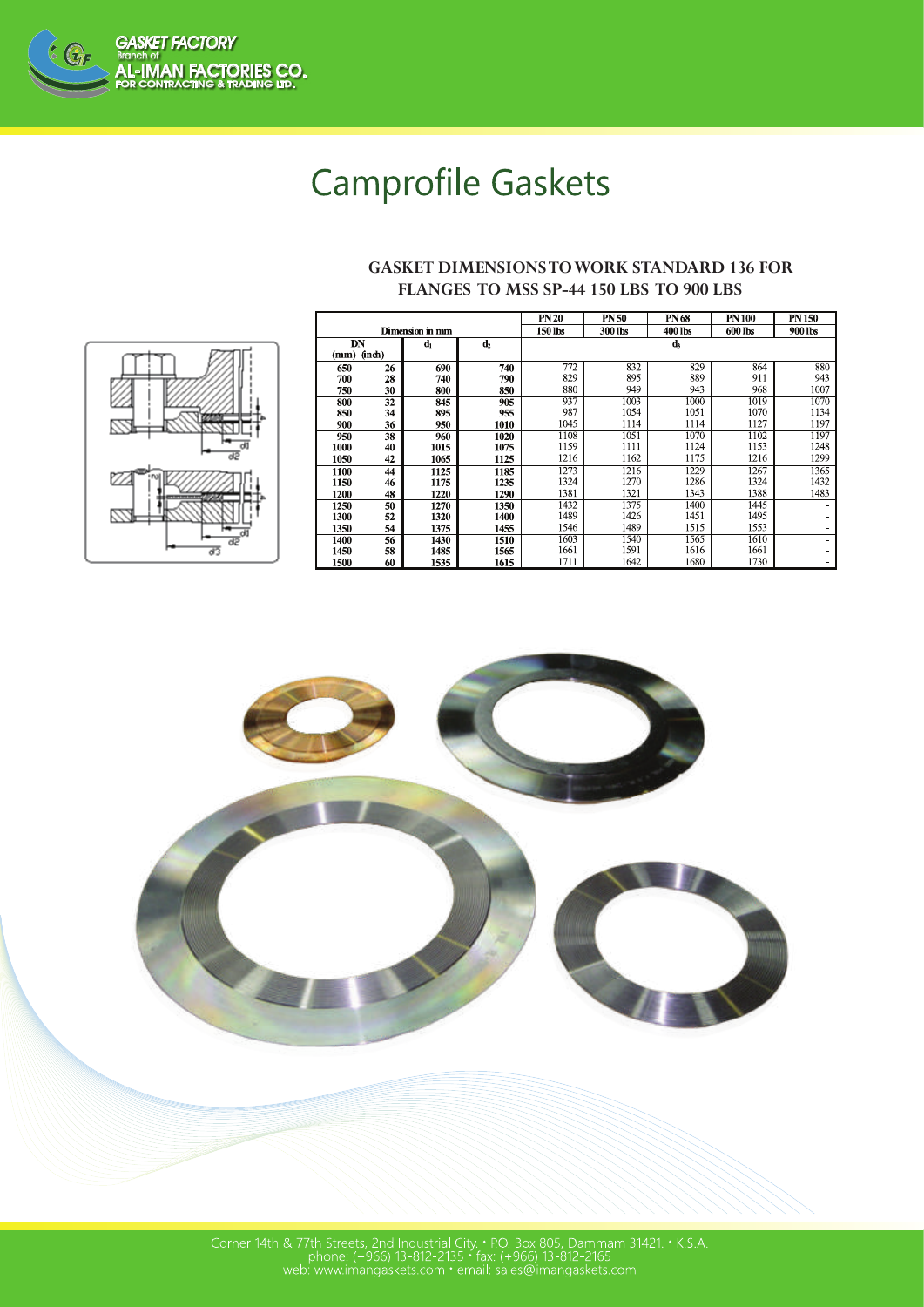# Camprofile Gaskets

## GASKET DIMENSIONS TO WORK STANDARD 136 FOR FLANGES TO MSS SP-44 150 LBS TO 900 LBS

| Dimension in mm | | | | PN 20 | PN 50 | PN 68 | PN 100 | PN 150 |
|---|---|---|---|---|---|---|---|---|
| | | | | 150 lbs | 300 lbs | 400 lbs | 600 lbs | 900 lbs |
| DN (mm) | (inch) | $d_1$ | $d_2$ | $d_3$ | | | | |
| 650 | 26 | 690 | 740 | 772 | 832 | 829 | 864 | 880 |
| 700 | 28 | 740 | 790 | 829 | 895 | 889 | 911 | 943 |
| 750 | 30 | 800 | 850 | 880 | 949 | 943 | 968 | 1007 |
| 800 | 32 | 845 | 905 | 937 | 1003 | 1000 | 1019 | 1070 |
| 850 | 34 | 895 | 955 | 987 | 1054 | 1051 | 1070 | 1134 |
| 900 | 36 | 950 | 1010 | 1045 | 1114 | 1114 | 1127 | 1197 |
| 950 | 38 | 960 | 1020 | 1108 | 1051 | 1070 | 1102 | 1197 |
| 1000 | 40 | 1015 | 1075 | 1159 | 1111 | 1124 | 1153 | 1248 |
| 1050 | 42 | 1065 | 1125 | 1216 | 1162 | 1175 | 1216 | 1299 |
| 1100 | 44 | 1125 | 1185 | 1273 | 1216 | 1229 | 1267 | 1365 |
| 1150 | 46 | 1175 | 1235 | 1324 | 1270 | 1286 | 1324 | 1432 |
| 1200 | 48 | 1220 | 1290 | 1381 | 1321 | 1343 | 1388 | 1483 |
| 1250 | 50 | 1270 | 1350 | 1432 | 1375 | 1400 | 1445 | - |
| 1300 | 52 | 1320 | 1400 | 1489 | 1426 | 1451 | 1495 | - |
| 1350 | 54 | 1375 | 1455 | 1546 | 1489 | 1515 | 1553 | - |
| 1400 | 56 | 1430 | 1510 | 1603 | 1540 | 1565 | 1610 | - |
| 1450 | 58 | 1485 | 1565 | 1661 | 1591 | 1616 | 1661 | - |
| 1500 | 60 | 1535 | 1615 | 1711 | 1642 | 1680 | 1730 | - |

Corner 14th & 77th Streets, 2nd Industrial City. • P.O. Box 805, Dammam 31421. • K.S.A.
phone: (+966) 13-812-2135 • fax: (+966) 13-812-2165
web: www.imangaskets.com • email: sales@imangaskets.com